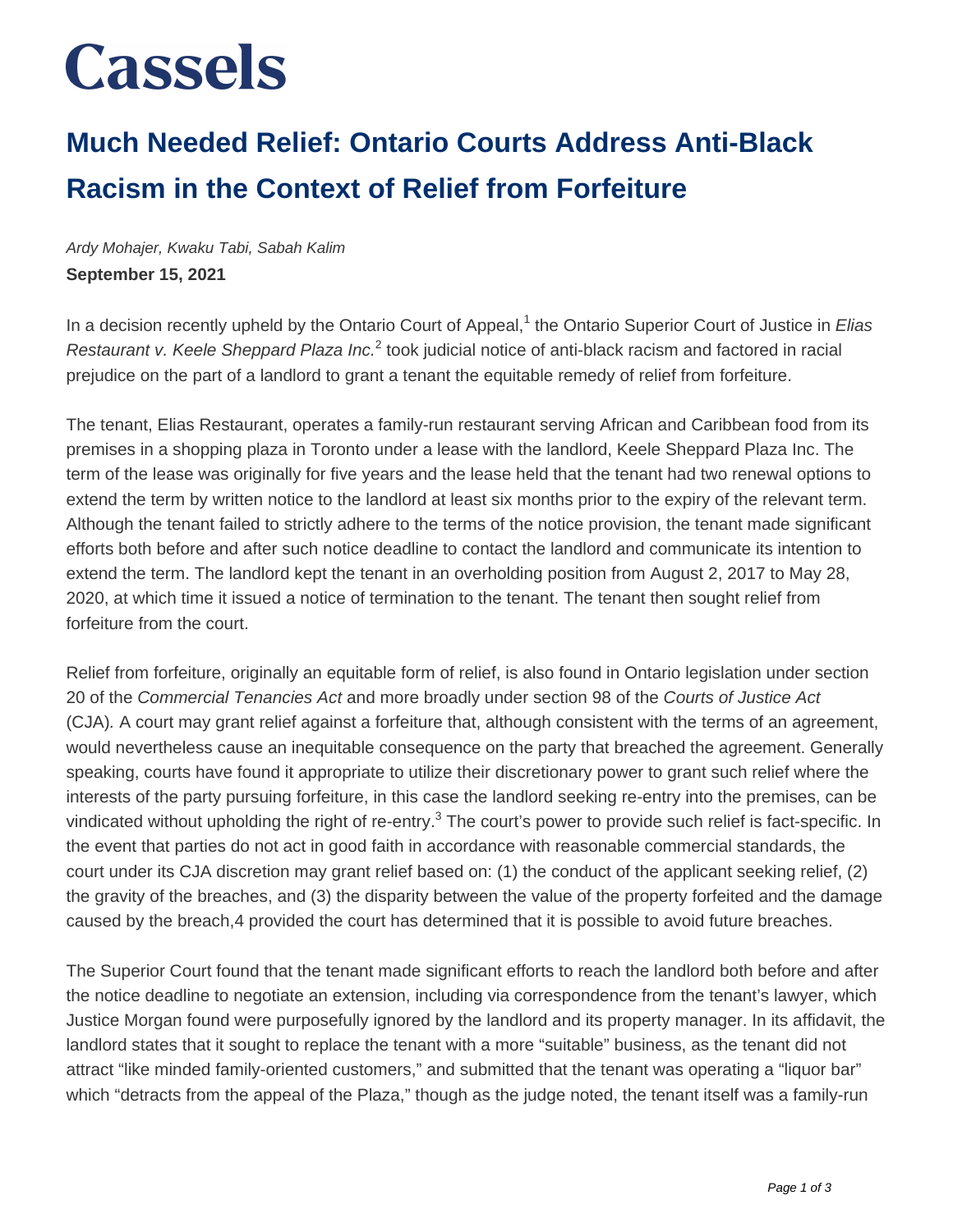Cassels

# Much Needed Relief: Ontario Courts Address Anti-Black Racism in the Context of Relief from Forfeiture

*Ardy Mohajer, Kwaku Tabi, Sabah Kalim*

**September 15, 2021**

In a decision recently upheld by the Ontario Court of Appeal,[1] the Ontario Superior Court of Justice in *Elias Restaurant v. Keele Sheppard Plaza Inc.*[2] took judicial notice of anti-black racism and factored in racial prejudice on the part of a landlord to grant a tenant the equitable remedy of relief from forfeiture.

The tenant, Elias Restaurant, operates a family-run restaurant serving African and Caribbean food from its premises in a shopping plaza in Toronto under a lease with the landlord, Keele Sheppard Plaza Inc. The term of the lease was originally for five years and the lease held that the tenant had two renewal options to extend the term by written notice to the landlord at least six months prior to the expiry of the relevant term. Although the tenant failed to strictly adhere to the terms of the notice provision, the tenant made significant efforts both before and after such notice deadline to contact the landlord and communicate its intention to extend the term. The landlord kept the tenant in an overholding position from August 2, 2017 to May 28, 2020, at which time it issued a notice of termination to the tenant. The tenant then sought relief from forfeiture from the court.

Relief from forfeiture, originally an equitable form of relief, is also found in Ontario legislation under section 20 of the *Commercial Tenancies Act* and more broadly under section 98 of the *Courts of Justice Act* (CJA). A court may grant relief against a forfeiture that, although consistent with the terms of an agreement, would nevertheless cause an inequitable consequence on the party that breached the agreement. Generally speaking, courts have found it appropriate to utilize their discretionary power to grant such relief where the interests of the party pursuing forfeiture, in this case the landlord seeking re-entry into the premises, can be vindicated without upholding the right of re-entry.[3] The court's power to provide such relief is fact-specific. In the event that parties do not act in good faith in accordance with reasonable commercial standards, the court under its CJA discretion may grant relief based on: (1) the conduct of the applicant seeking relief, (2) the gravity of the breaches, and (3) the disparity between the value of the property forfeited and the damage caused by the breach,4 provided the court has determined that it is possible to avoid future breaches.

The Superior Court found that the tenant made significant efforts to reach the landlord both before and after the notice deadline to negotiate an extension, including via correspondence from the tenant's lawyer, which Justice Morgan found were purposefully ignored by the landlord and its property manager. In its affidavit, the landlord states that it sought to replace the tenant with a more "suitable" business, as the tenant did not attract "like minded family-oriented customers," and submitted that the tenant was operating a "liquor bar" which "detracts from the appeal of the Plaza," though as the judge noted, the tenant itself was a family-run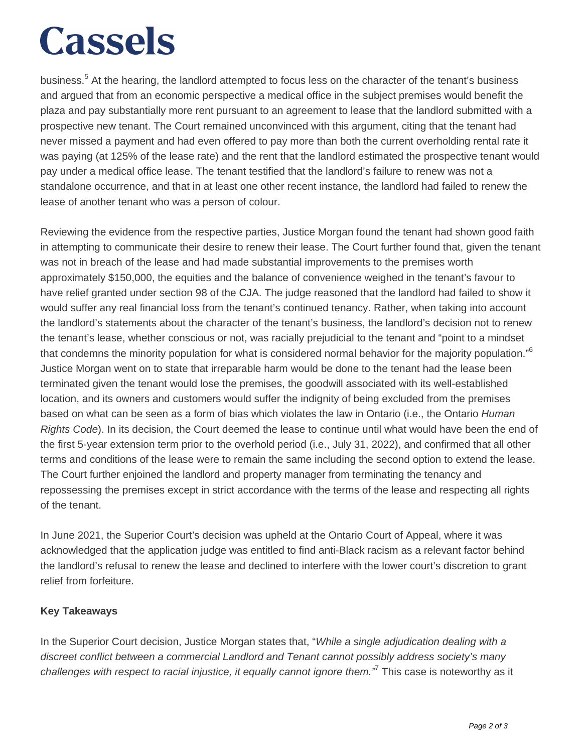business.[5] At the hearing, the landlord attempted to focus less on the character of the tenant's business and argued that from an economic perspective a medical office in the subject premises would benefit the plaza and pay substantially more rent pursuant to an agreement to lease that the landlord submitted with a prospective new tenant. The Court remained unconvinced with this argument, citing that the tenant had never missed a payment and had even offered to pay more than both the current overholding rental rate it was paying (at 125% of the lease rate) and the rent that the landlord estimated the prospective tenant would pay under a medical office lease. The tenant testified that the landlord's failure to renew was not a standalone occurrence, and that in at least one other recent instance, the landlord had failed to renew the lease of another tenant who was a person of colour.

Reviewing the evidence from the respective parties, Justice Morgan found the tenant had shown good faith in attempting to communicate their desire to renew their lease. The Court further found that, given the tenant was not in breach of the lease and had made substantial improvements to the premises worth approximately $150,000, the equities and the balance of convenience weighed in the tenant's favour to have relief granted under section 98 of the CJA. The judge reasoned that the landlord had failed to show it would suffer any real financial loss from the tenant's continued tenancy. Rather, when taking into account the landlord's statements about the character of the tenant's business, the landlord's decision not to renew the tenant's lease, whether conscious or not, was racially prejudicial to the tenant and "point to a mindset that condemns the minority population for what is considered normal behavior for the majority population."[6] Justice Morgan went on to state that irreparable harm would be done to the tenant had the lease been terminated given the tenant would lose the premises, the goodwill associated with its well-established location, and its owners and customers would suffer the indignity of being excluded from the premises based on what can be seen as a form of bias which violates the law in Ontario (i.e., the Ontario *Human Rights Code*). In its decision, the Court deemed the lease to continue until what would have been the end of the first 5-year extension term prior to the overhold period (i.e., July 31, 2022), and confirmed that all other terms and conditions of the lease were to remain the same including the second option to extend the lease. The Court further enjoined the landlord and property manager from terminating the tenancy and repossessing the premises except in strict accordance with the terms of the lease and respecting all rights of the tenant.

In June 2021, the Superior Court's decision was upheld at the Ontario Court of Appeal, where it was acknowledged that the application judge was entitled to find anti-Black racism as a relevant factor behind the landlord's refusal to renew the lease and declined to interfere with the lower court's discretion to grant relief from forfeiture.

**Key Takeaways**

In the Superior Court decision, Justice Morgan states that, "*While a single adjudication dealing with a discreet conflict between a commercial Landlord and Tenant cannot possibly address society's many challenges with respect to racial injustice, it equally cannot ignore them.*"[7] This case is noteworthy as it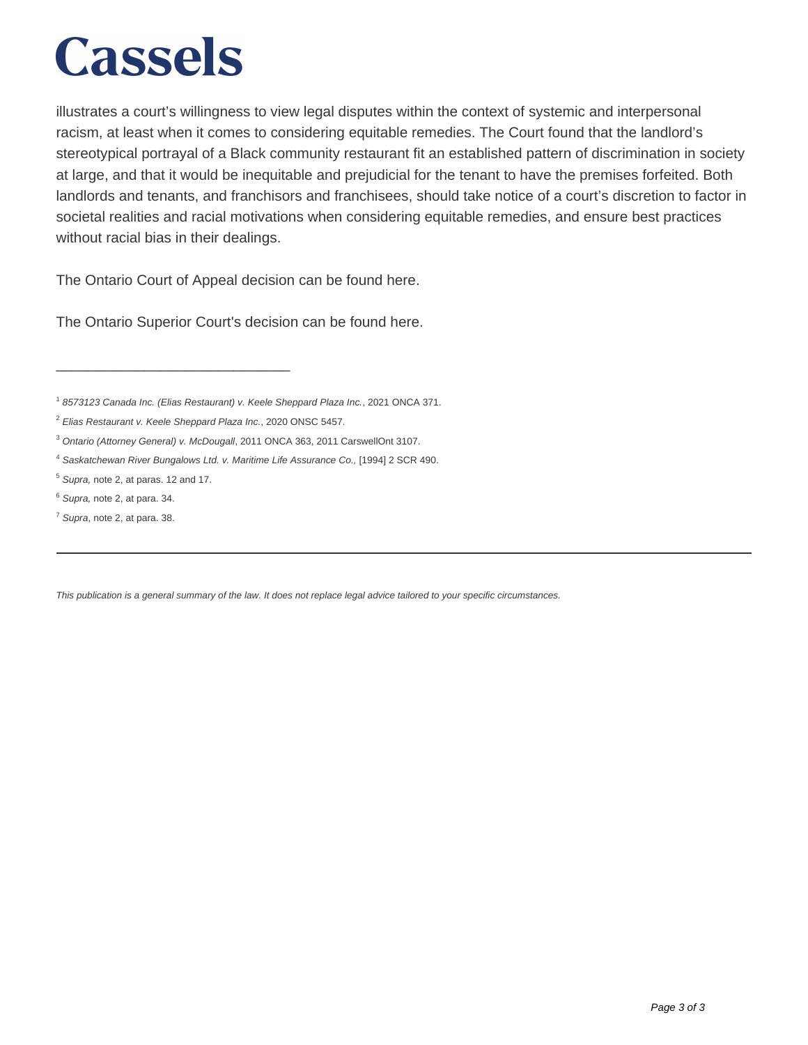illustrates a court's willingness to view legal disputes within the context of systemic and interpersonal racism, at least when it comes to considering equitable remedies. The Court found that the landlord's stereotypical portrayal of a Black community restaurant fit an established pattern of discrimination in society at large, and that it would be inequitable and prejudicial for the tenant to have the premises forfeited. Both landlords and tenants, and franchisors and franchisees, should take notice of a court's discretion to factor in societal realities and racial motivations when considering equitable remedies, and ensure best practices without racial bias in their dealings.

The Ontario Court of Appeal decision can be found here.

The Ontario Superior Court's decision can be found here.

---

[1] *8573123 Canada Inc. (Elias Restaurant) v. Keele Sheppard Plaza Inc.*, 2021 ONCA 371.

[2] *Elias Restaurant v. Keele Sheppard Plaza Inc.*, 2020 ONSC 5457.

[3] *Ontario (Attorney General) v. McDougall*, 2011 ONCA 363, 2011 CarswellOnt 3107.

[4] *Saskatchewan River Bungalows Ltd. v. Maritime Life Assurance Co.,* [1994] 2 SCR 490.

[5] *Supra,* note 2, at paras. 12 and 17.

[6] *Supra,* note 2, at para. 34.

[7] *Supra*, note 2, at para. 38.

---

*This publication is a general summary of the law. It does not replace legal advice tailored to your specific circumstances.*